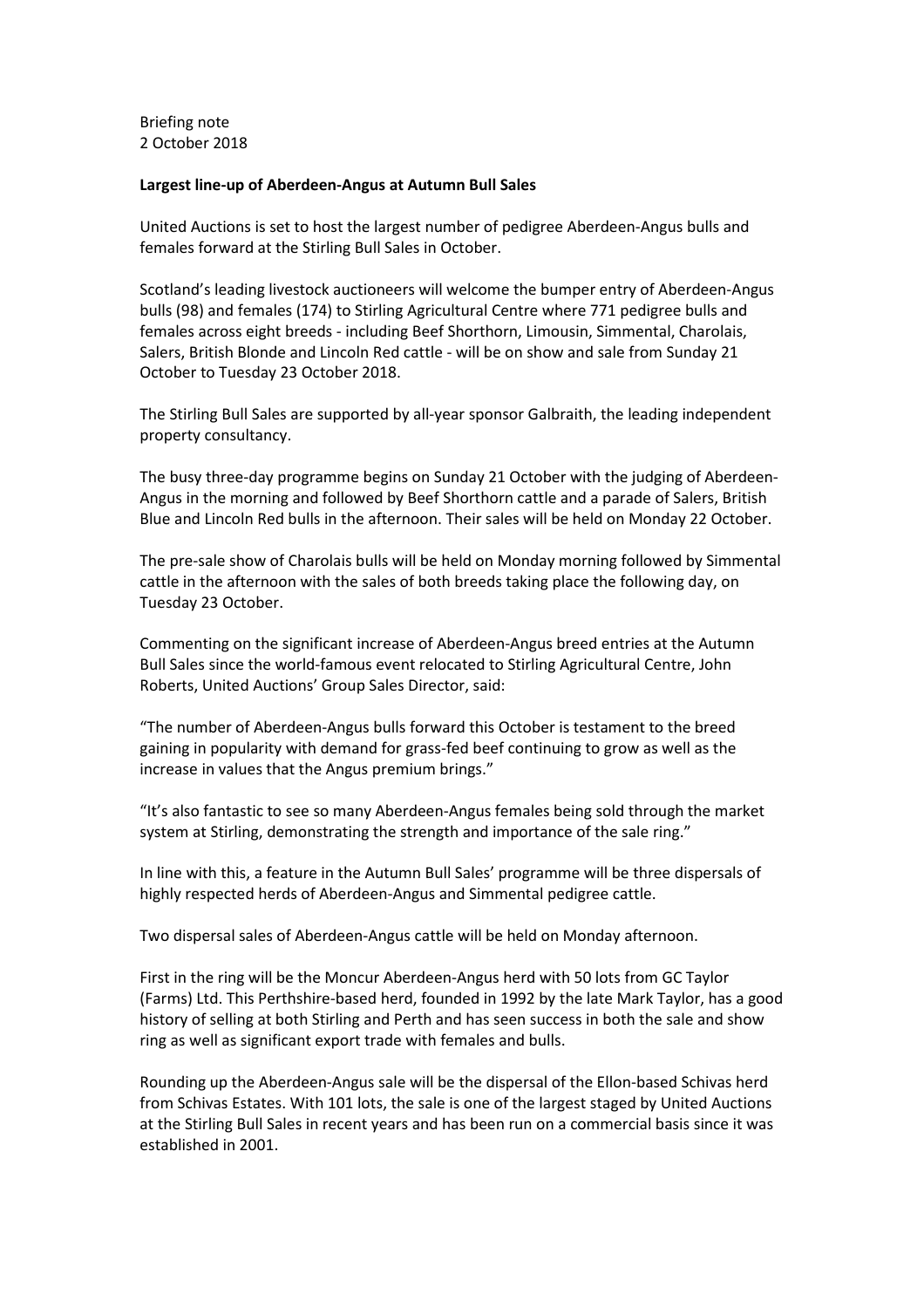Briefing note
2 October 2018

**Largest line-up of Aberdeen-Angus at Autumn Bull Sales**

United Auctions is set to host the largest number of pedigree Aberdeen-Angus bulls and females forward at the Stirling Bull Sales in October.

Scotland's leading livestock auctioneers will welcome the bumper entry of Aberdeen-Angus bulls (98) and females (174) to Stirling Agricultural Centre where 771 pedigree bulls and females across eight breeds - including Beef Shorthorn, Limousin, Simmental, Charolais, Salers, British Blonde and Lincoln Red cattle - will be on show and sale from Sunday 21 October to Tuesday 23 October 2018.

The Stirling Bull Sales are supported by all-year sponsor Galbraith, the leading independent property consultancy.

The busy three-day programme begins on Sunday 21 October with the judging of Aberdeen-Angus in the morning and followed by Beef Shorthorn cattle and a parade of Salers, British Blue and Lincoln Red bulls in the afternoon. Their sales will be held on Monday 22 October.

The pre-sale show of Charolais bulls will be held on Monday morning followed by Simmental cattle in the afternoon with the sales of both breeds taking place the following day, on Tuesday 23 October.

Commenting on the significant increase of Aberdeen-Angus breed entries at the Autumn Bull Sales since the world-famous event relocated to Stirling Agricultural Centre, John Roberts, United Auctions' Group Sales Director, said:

"The number of Aberdeen-Angus bulls forward this October is testament to the breed gaining in popularity with demand for grass-fed beef continuing to grow as well as the increase in values that the Angus premium brings."

"It's also fantastic to see so many Aberdeen-Angus females being sold through the market system at Stirling, demonstrating the strength and importance of the sale ring."

In line with this, a feature in the Autumn Bull Sales' programme will be three dispersals of highly respected herds of Aberdeen-Angus and Simmental pedigree cattle.

Two dispersal sales of Aberdeen-Angus cattle will be held on Monday afternoon.

First in the ring will be the Moncur Aberdeen-Angus herd with 50 lots from GC Taylor (Farms) Ltd. This Perthshire-based herd, founded in 1992 by the late Mark Taylor, has a good history of selling at both Stirling and Perth and has seen success in both the sale and show ring as well as significant export trade with females and bulls.

Rounding up the Aberdeen-Angus sale will be the dispersal of the Ellon-based Schivas herd from Schivas Estates. With 101 lots, the sale is one of the largest staged by United Auctions at the Stirling Bull Sales in recent years and has been run on a commercial basis since it was established in 2001.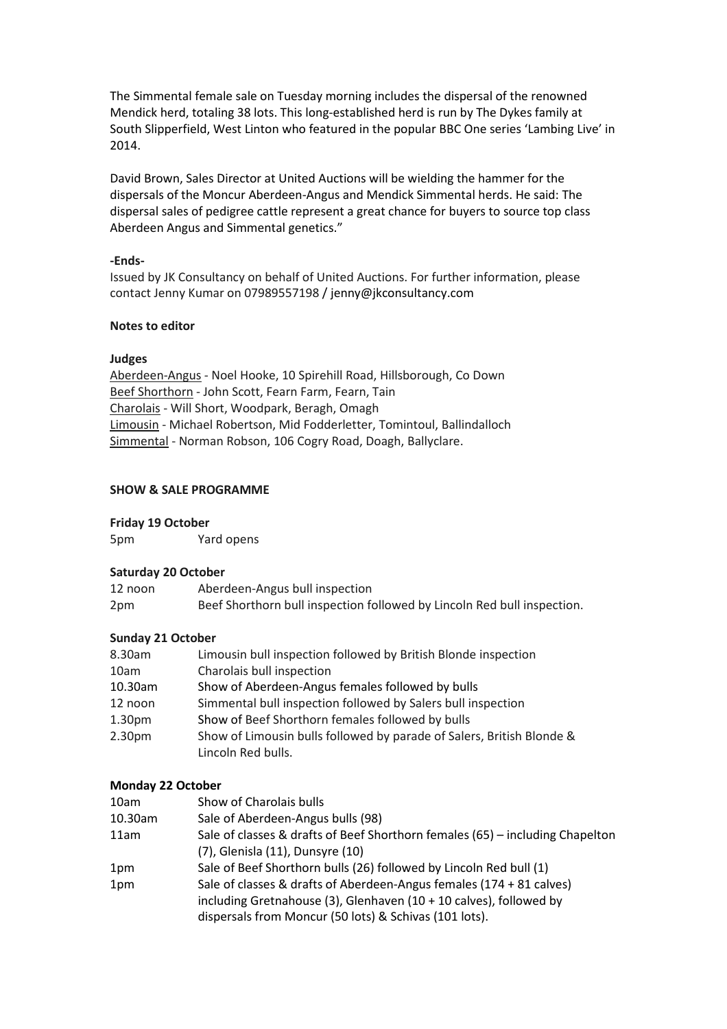The Simmental female sale on Tuesday morning includes the dispersal of the renowned Mendick herd, totaling 38 lots. This long-established herd is run by The Dykes family at South Slipperfield, West Linton who featured in the popular BBC One series 'Lambing Live' in 2014.

David Brown, Sales Director at United Auctions will be wielding the hammer for the dispersals of the Moncur Aberdeen-Angus and Mendick Simmental herds. He said: The dispersal sales of pedigree cattle represent a great chance for buyers to source top class Aberdeen Angus and Simmental genetics."

**-Ends-**

Issued by JK Consultancy on behalf of United Auctions. For further information, please contact Jenny Kumar on 07989557198 / jenny@jkconsultancy.com

**Notes to editor**

**Judges**

Aberdeen-Angus - Noel Hooke, 10 Spirehill Road, Hillsborough, Co Down
Beef Shorthorn - John Scott, Fearn Farm, Fearn, Tain
Charolais - Will Short, Woodpark, Beragh, Omagh
Limousin - Michael Robertson, Mid Fodderletter, Tomintoul, Ballindalloch
Simmental - Norman Robson, 106 Cogry Road, Doagh, Ballyclare.

**SHOW & SALE PROGRAMME**

**Friday 19 October**

| | |
|---|---|
| 5pm | Yard opens |

**Saturday 20 October**

| | |
|---|---|
| 12 noon | Aberdeen-Angus bull inspection |
| 2pm | Beef Shorthorn bull inspection followed by Lincoln Red bull inspection. |

**Sunday 21 October**

| | |
|---|---|
| 8.30am | Limousin bull inspection followed by British Blonde inspection |
| 10am | Charolais bull inspection |
| 10.30am | Show of Aberdeen-Angus females followed by bulls |
| 12 noon | Simmental bull inspection followed by Salers bull inspection |
| 1.30pm | Show of Beef Shorthorn females followed by bulls |
| 2.30pm | Show of Limousin bulls followed by parade of Salers, British Blonde & Lincoln Red bulls. |

**Monday 22 October**

| | |
|---|---|
| 10am | Show of Charolais bulls |
| 10.30am | Sale of Aberdeen-Angus bulls (98) |
| 11am | Sale of classes & drafts of Beef Shorthorn females (65) – including Chapelton (7), Glenisla (11), Dunsyre (10) |
| 1pm | Sale of Beef Shorthorn bulls (26) followed by Lincoln Red bull (1) |
| 1pm | Sale of classes & drafts of Aberdeen-Angus females (174 + 81 calves) including Gretnahouse (3), Glenhaven (10 + 10 calves), followed by dispersals from Moncur (50 lots) & Schivas (101 lots). |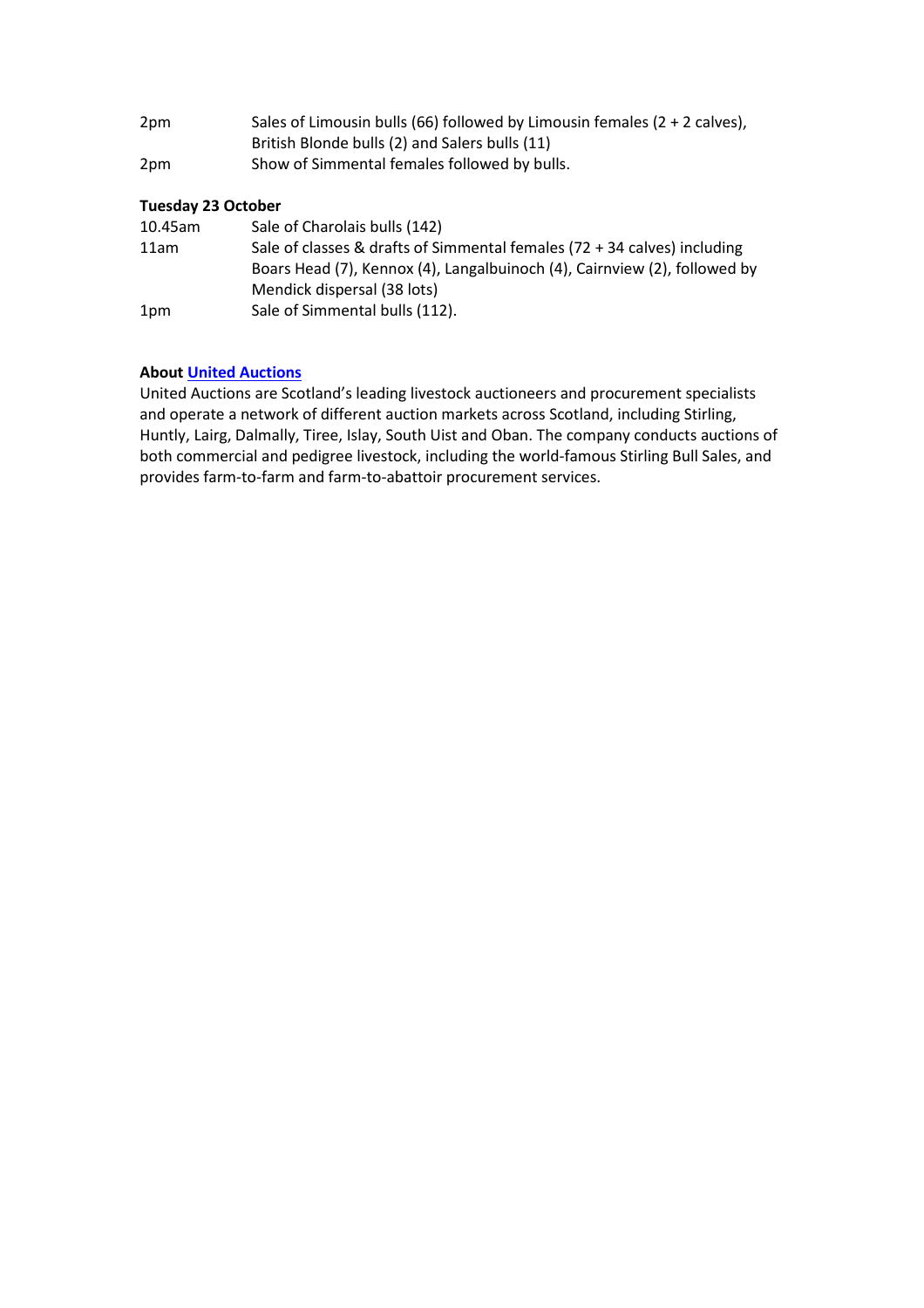| | |
|---|---|
| 2pm | Sales of Limousin bulls (66) followed by Limousin females (2 + 2 calves), British Blonde bulls (2) and Salers bulls (11) |
| 2pm | Show of Simmental females followed by bulls. |

**Tuesday 23 October**

| | |
|---|---|
| 10.45am | Sale of Charolais bulls (142) |
| 11am | Sale of classes & drafts of Simmental females (72 + 34 calves) including Boars Head (7), Kennox (4), Langalbuinoch (4), Cairnview (2), followed by Mendick dispersal (38 lots) |
| 1pm | Sale of Simmental bulls (112). |

**About United Auctions**

United Auctions are Scotland's leading livestock auctioneers and procurement specialists and operate a network of different auction markets across Scotland, including Stirling, Huntly, Lairg, Dalmally, Tiree, Islay, South Uist and Oban. The company conducts auctions of both commercial and pedigree livestock, including the world-famous Stirling Bull Sales, and provides farm-to-farm and farm-to-abattoir procurement services.